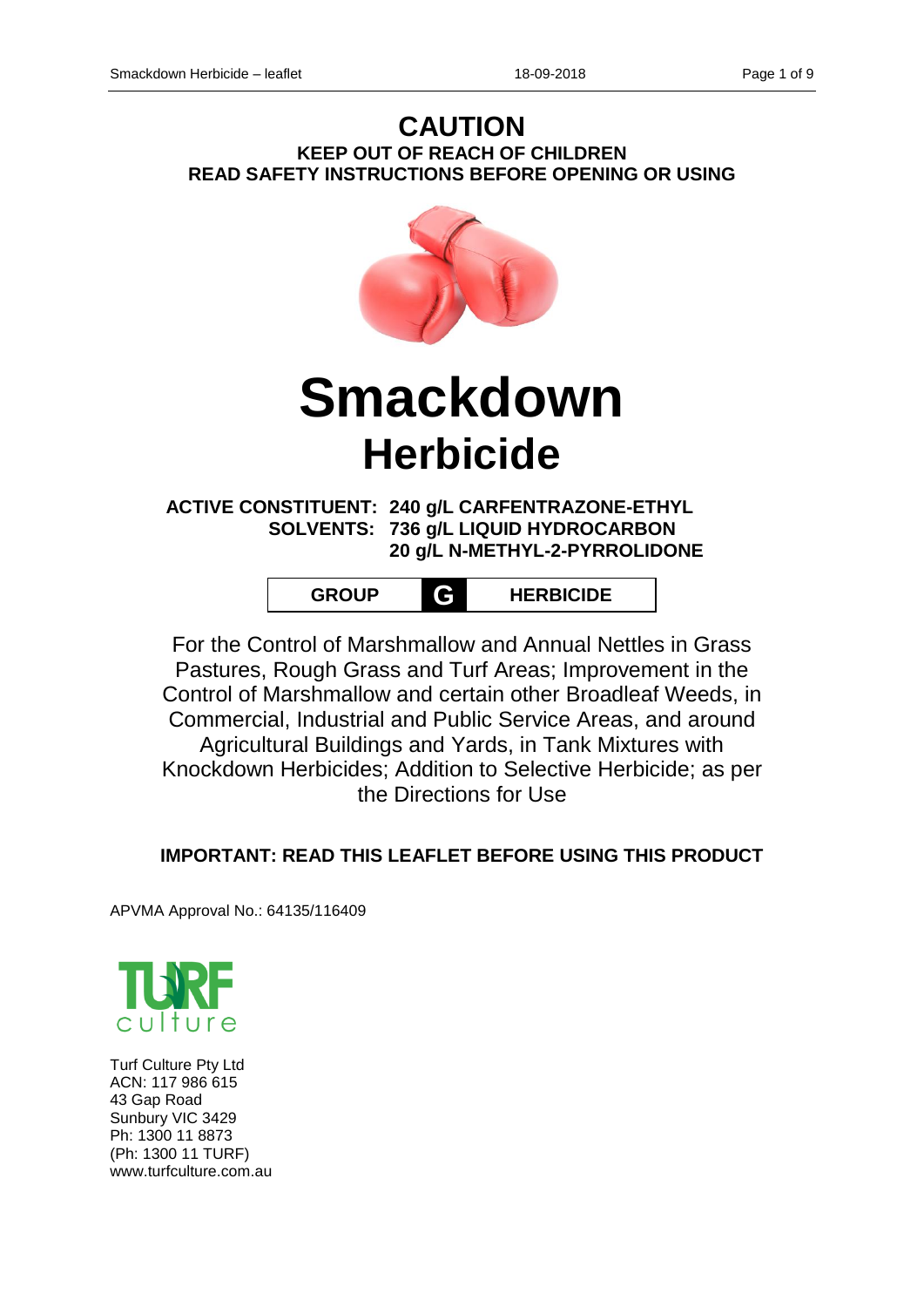# CAUTION

**KEEP OUT OF REACH OF CHILDREN**
**READ SAFETY INSTRUCTIONS BEFORE OPENING OR USING**

# Smackdown

## Herbicide

**ACTIVE CONSTITUENT: 240 g/L CARFENTRAZONE-ETHYL**
**SOLVENTS: 736 g/L LIQUID HYDROCARBON**
**20 g/L N-METHYL-2-PYRROLIDONE**

| GROUP | G | HERBICIDE |
|---|---|---|

For the Control of Marshmallow and Annual Nettles in Grass Pastures, Rough Grass and Turf Areas; Improvement in the Control of Marshmallow and certain other Broadleaf Weeds, in Commercial, Industrial and Public Service Areas, and around Agricultural Buildings and Yards, in Tank Mixtures with Knockdown Herbicides; Addition to Selective Herbicide; as per the Directions for Use

**IMPORTANT: READ THIS LEAFLET BEFORE USING THIS PRODUCT**

APVMA Approval No.: 64135/116409

TURF culture

Turf Culture Pty Ltd
ACN: 117 986 615
43 Gap Road
Sunbury VIC 3429
Ph: 1300 11 8873
(Ph: 1300 11 TURF)
www.turfculture.com.au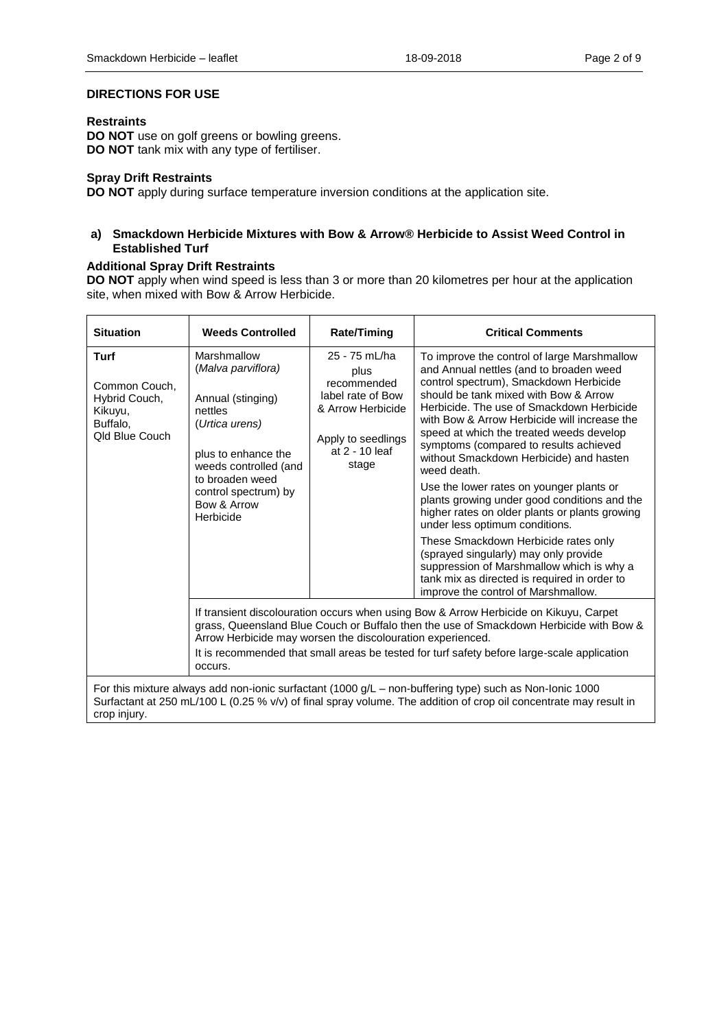## DIRECTIONS FOR USE

### Restraints

**DO NOT** use on golf greens or bowling greens.
**DO NOT** tank mix with any type of fertiliser.

### Spray Drift Restraints

**DO NOT** apply during surface temperature inversion conditions at the application site.

### a) Smackdown Herbicide Mixtures with Bow & Arrow® Herbicide to Assist Weed Control in Established Turf

#### Additional Spray Drift Restraints

**DO NOT** apply when wind speed is less than 3 or more than 20 kilometres per hour at the application site, when mixed with Bow & Arrow Herbicide.

| Situation | Weeds Controlled | Rate/Timing | Critical Comments |
| --- | --- | --- | --- |
| **Turf**<br><br>Common Couch, Hybrid Couch, Kikuyu, Buffalo, Qld Blue Couch | Marshmallow (*Malva parviflora*)<br><br>Annual (stinging) nettles (*Urtica urens)*<br><br>plus to enhance the weeds controlled (and to broaden weed control spectrum) by Bow & Arrow Herbicide | 25 - 75 mL/ha plus recommended label rate of Bow & Arrow Herbicide<br><br>Apply to seedlings at 2 - 10 leaf stage | To improve the control of large Marshmallow and Annual nettles (and to broaden weed control spectrum), Smackdown Herbicide should be tank mixed with Bow & Arrow Herbicide. The use of Smackdown Herbicide with Bow & Arrow Herbicide will increase the speed at which the treated weeds develop symptoms (compared to results achieved without Smackdown Herbicide) and hasten weed death.<br><br>Use the lower rates on younger plants or plants growing under good conditions and the higher rates on older plants or plants growing under less optimum conditions.<br><br>These Smackdown Herbicide rates only (sprayed singularly) may only provide suppression of Marshmallow which is why a tank mix as directed is required in order to improve the control of Marshmallow. |
| | If transient discolouration occurs when using Bow & Arrow Herbicide on Kikuyu, Carpet grass, Queensland Blue Couch or Buffalo then the use of Smackdown Herbicide with Bow & Arrow Herbicide may worsen the discolouration experienced.<br><br>It is recommended that small areas be tested for turf safety before large-scale application occurs. | | |
| For this mixture always add non-ionic surfactant (1000 g/L – non-buffering type) such as Non-Ionic 1000 Surfactant at 250 mL/100 L (0.25 % v/v) of final spray volume. The addition of crop oil concentrate may result in crop injury. | | | |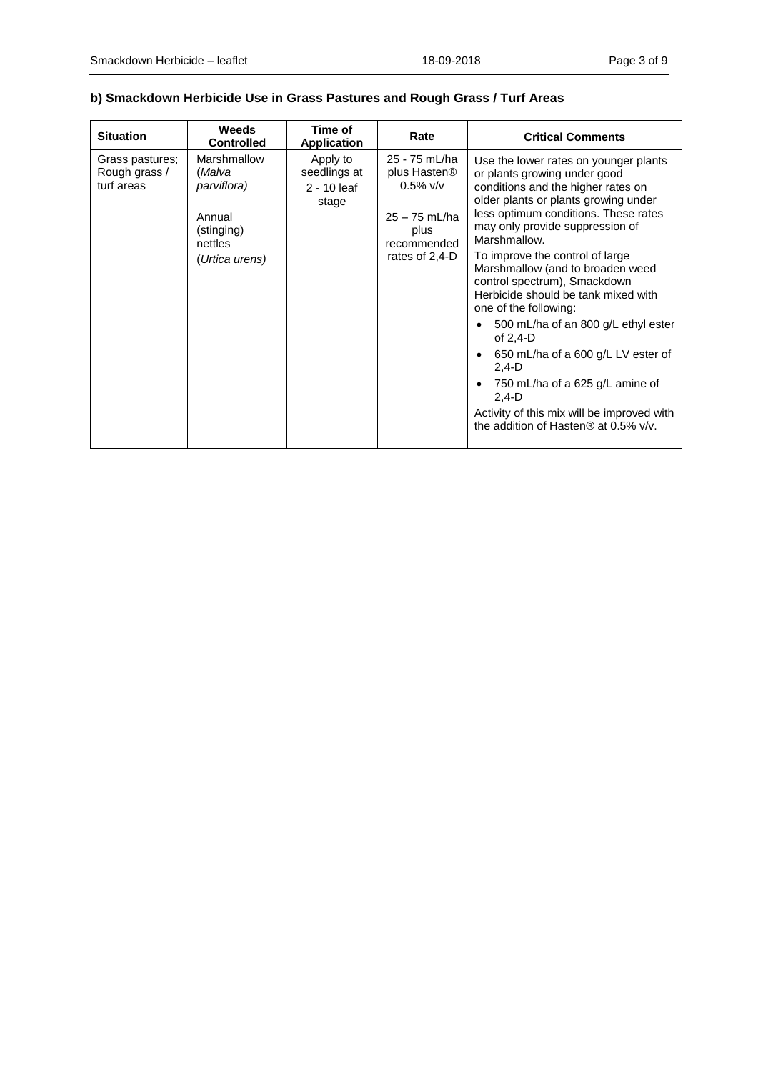### b) Smackdown Herbicide Use in Grass Pastures and Rough Grass / Turf Areas

| Situation | Weeds Controlled | Time of Application | Rate | Critical Comments |
| --- | --- | --- | --- | --- |
| Grass pastures; Rough grass / turf areas | Marshmallow (*Malva parviflora)*<br><br>Annual (stinging) nettles (*Urtica urens)* | Apply to seedlings at 2 - 10 leaf stage | 25 - 75 mL/ha plus Hasten® 0.5% v/v<br><br>25 – 75 mL/ha plus recommended rates of 2,4-D | Use the lower rates on younger plants or plants growing under good conditions and the higher rates on older plants or plants growing under less optimum conditions. These rates may only provide suppression of Marshmallow.<br>To improve the control of large Marshmallow (and to broaden weed control spectrum), Smackdown Herbicide should be tank mixed with one of the following:<br>• 500 mL/ha of an 800 g/L ethyl ester of 2,4-D<br>• 650 mL/ha of a 600 g/L LV ester of 2,4-D<br>• 750 mL/ha of a 625 g/L amine of 2,4-D<br>Activity of this mix will be improved with the addition of Hasten® at 0.5% v/v. |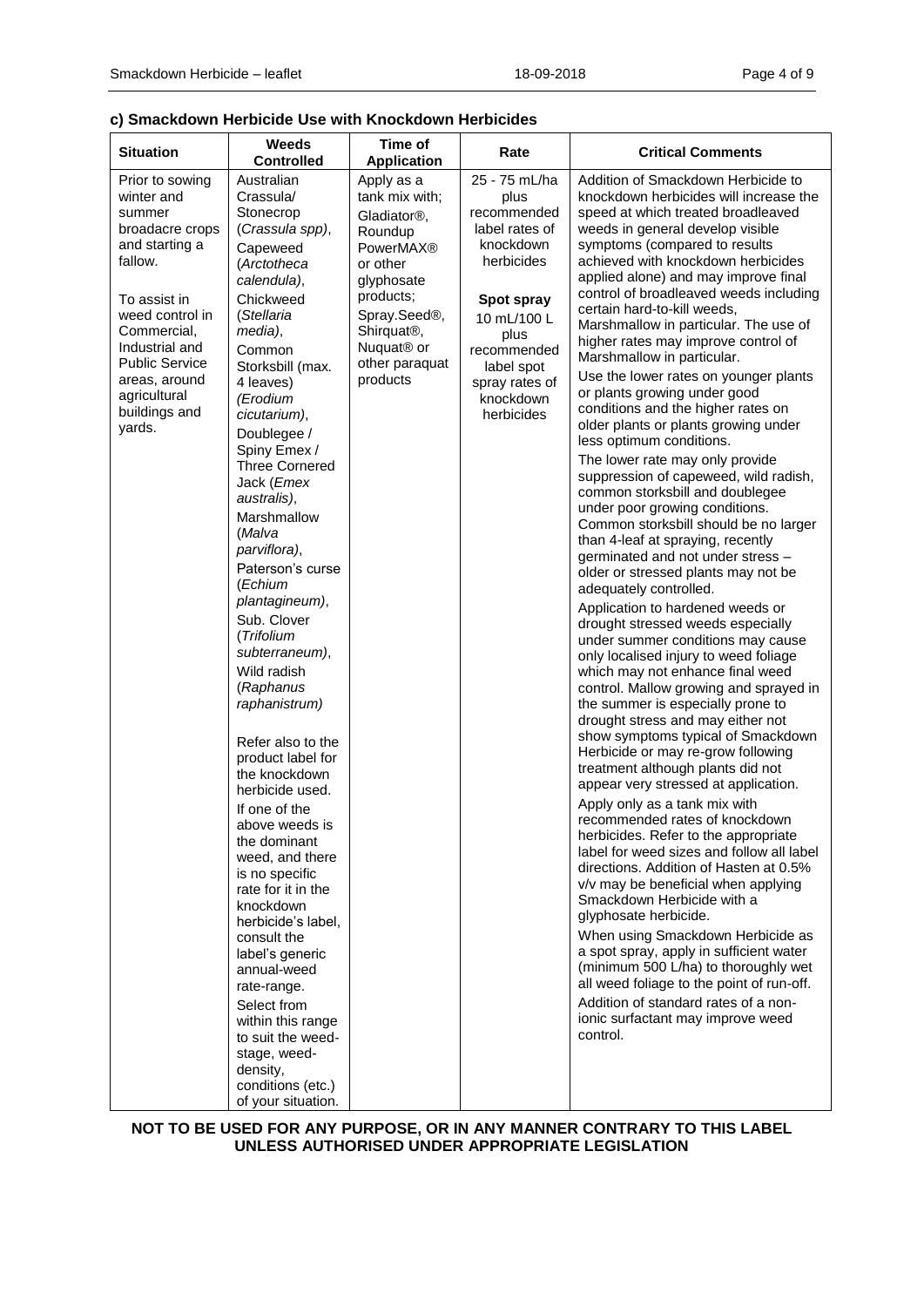### c) Smackdown Herbicide Use with Knockdown Herbicides

| Situation | Weeds Controlled | Time of Application | Rate | Critical Comments |
|---|---|---|---|---|
| Prior to sowing winter and summer broadacre crops and starting a fallow.<br><br>To assist in weed control in Commercial, Industrial and Public Service areas, around agricultural buildings and yards. | Australian Crassula/ Stonecrop (*Crassula spp)*,<br>Capeweed (*Arctotheca calendula)*,<br>Chickweed (*Stellaria media)*,<br>Common Storksbill (max. 4 leaves) *(Erodium cicutarium)*,<br>Doublegee / Spiny Emex / Three Cornered Jack (*Emex australis)*,<br>Marshmallow (*Malva parviflora)*,<br>Paterson's curse (*Echium plantagineum)*,<br>Sub. Clover (*Trifolium subterraneum)*,<br>Wild radish (*Raphanus raphanistrum)*<br><br>Refer also to the product label for the knockdown herbicide used.<br>If one of the above weeds is the dominant weed, and there is no specific rate for it in the knockdown herbicide's label, consult the label's generic annual-weed rate-range.<br>Select from within this range to suit the weed-stage, weed-density, conditions (etc.) of your situation. | Apply as a tank mix with; Gladiator®, Roundup PowerMAX® or other glyphosate products; Spray.Seed®, Shirquat®, Nuquat® or other paraquat products | 25 - 75 mL/ha plus recommended label rates of knockdown herbicides<br><br>**Spot spray**<br>10 mL/100 L plus recommended label spot spray rates of knockdown herbicides | Addition of Smackdown Herbicide to knockdown herbicides will increase the speed at which treated broadleaved weeds in general develop visible symptoms (compared to results achieved with knockdown herbicides applied alone) and may improve final control of broadleaved weeds including certain hard-to-kill weeds, Marshmallow in particular. The use of higher rates may improve control of Marshmallow in particular.<br>Use the lower rates on younger plants or plants growing under good conditions and the higher rates on older plants or plants growing under less optimum conditions.<br>The lower rate may only provide suppression of capeweed, wild radish, common storksbill and doublegee under poor growing conditions. Common storksbill should be no larger than 4-leaf at spraying, recently germinated and not under stress – older or stressed plants may not be adequately controlled.<br>Application to hardened weeds or drought stressed weeds especially under summer conditions may cause only localised injury to weed foliage which may not enhance final weed control. Mallow growing and sprayed in the summer is especially prone to drought stress and may either not show symptoms typical of Smackdown Herbicide or may re-grow following treatment although plants did not appear very stressed at application.<br>Apply only as a tank mix with recommended rates of knockdown herbicides. Refer to the appropriate label for weed sizes and follow all label directions. Addition of Hasten at 0.5% v/v may be beneficial when applying Smackdown Herbicide with a glyphosate herbicide.<br>When using Smackdown Herbicide as a spot spray, apply in sufficient water (minimum 500 L/ha) to thoroughly wet all weed foliage to the point of run-off.<br>Addition of standard rates of a non-ionic surfactant may improve weed control. |

**NOT TO BE USED FOR ANY PURPOSE, OR IN ANY MANNER CONTRARY TO THIS LABEL UNLESS AUTHORISED UNDER APPROPRIATE LEGISLATION**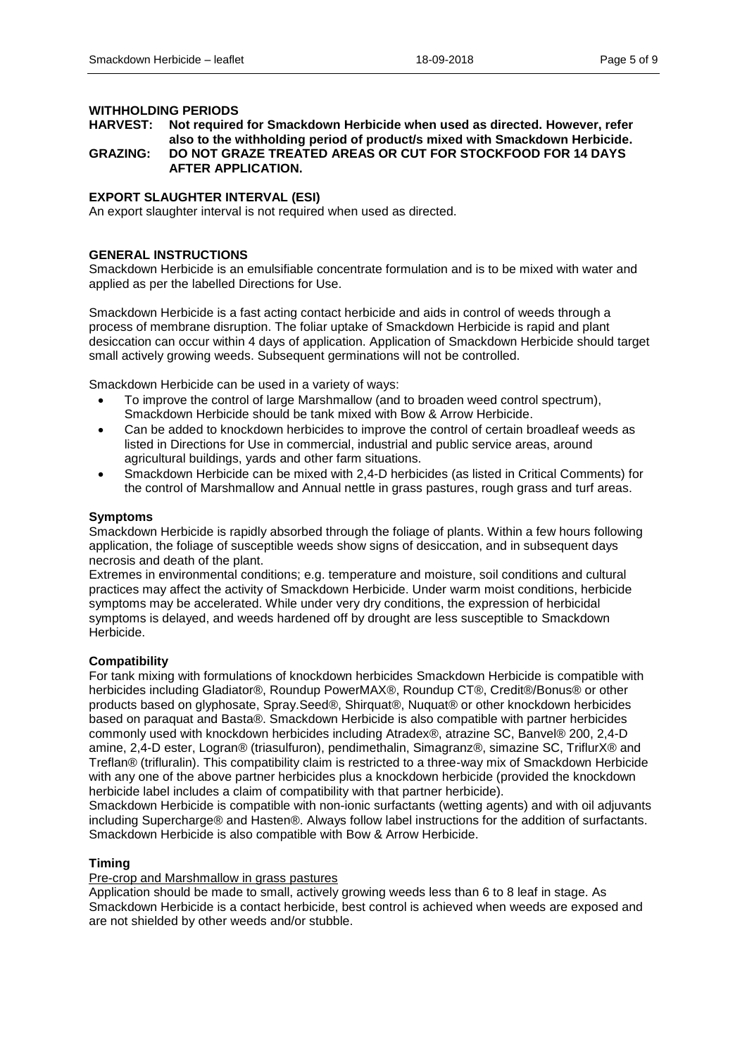## WITHHOLDING PERIODS

**HARVEST: Not required for Smackdown Herbicide when used as directed. However, refer also to the withholding period of product/s mixed with Smackdown Herbicide.**

**GRAZING: DO NOT GRAZE TREATED AREAS OR CUT FOR STOCKFOOD FOR 14 DAYS AFTER APPLICATION.**

## EXPORT SLAUGHTER INTERVAL (ESI)

An export slaughter interval is not required when used as directed.

## GENERAL INSTRUCTIONS

Smackdown Herbicide is an emulsifiable concentrate formulation and is to be mixed with water and applied as per the labelled Directions for Use.

Smackdown Herbicide is a fast acting contact herbicide and aids in control of weeds through a process of membrane disruption. The foliar uptake of Smackdown Herbicide is rapid and plant desiccation can occur within 4 days of application. Application of Smackdown Herbicide should target small actively growing weeds. Subsequent germinations will not be controlled.

Smackdown Herbicide can be used in a variety of ways:

- To improve the control of large Marshmallow (and to broaden weed control spectrum), Smackdown Herbicide should be tank mixed with Bow & Arrow Herbicide.
- Can be added to knockdown herbicides to improve the control of certain broadleaf weeds as listed in Directions for Use in commercial, industrial and public service areas, around agricultural buildings, yards and other farm situations.
- Smackdown Herbicide can be mixed with 2,4-D herbicides (as listed in Critical Comments) for the control of Marshmallow and Annual nettle in grass pastures, rough grass and turf areas.

### Symptoms

Smackdown Herbicide is rapidly absorbed through the foliage of plants. Within a few hours following application, the foliage of susceptible weeds show signs of desiccation, and in subsequent days necrosis and death of the plant.

Extremes in environmental conditions; e.g. temperature and moisture, soil conditions and cultural practices may affect the activity of Smackdown Herbicide. Under warm moist conditions, herbicide symptoms may be accelerated. While under very dry conditions, the expression of herbicidal symptoms is delayed, and weeds hardened off by drought are less susceptible to Smackdown Herbicide.

### Compatibility

For tank mixing with formulations of knockdown herbicides Smackdown Herbicide is compatible with herbicides including Gladiator®, Roundup PowerMAX®, Roundup CT®, Credit®/Bonus® or other products based on glyphosate, Spray.Seed®, Shirquat®, Nuquat® or other knockdown herbicides based on paraquat and Basta®. Smackdown Herbicide is also compatible with partner herbicides commonly used with knockdown herbicides including Atradex®, atrazine SC, Banvel® 200, 2,4-D amine, 2,4-D ester, Logran® (triasulfuron), pendimethalin, Simagranz®, simazine SC, TriflurX® and Treflan® (trifluralin). This compatibility claim is restricted to a three-way mix of Smackdown Herbicide with any one of the above partner herbicides plus a knockdown herbicide (provided the knockdown herbicide label includes a claim of compatibility with that partner herbicide).

Smackdown Herbicide is compatible with non-ionic surfactants (wetting agents) and with oil adjuvants including Supercharge® and Hasten®. Always follow label instructions for the addition of surfactants. Smackdown Herbicide is also compatible with Bow & Arrow Herbicide.

### Timing

Pre-crop and Marshmallow in grass pastures

Application should be made to small, actively growing weeds less than 6 to 8 leaf in stage. As Smackdown Herbicide is a contact herbicide, best control is achieved when weeds are exposed and are not shielded by other weeds and/or stubble.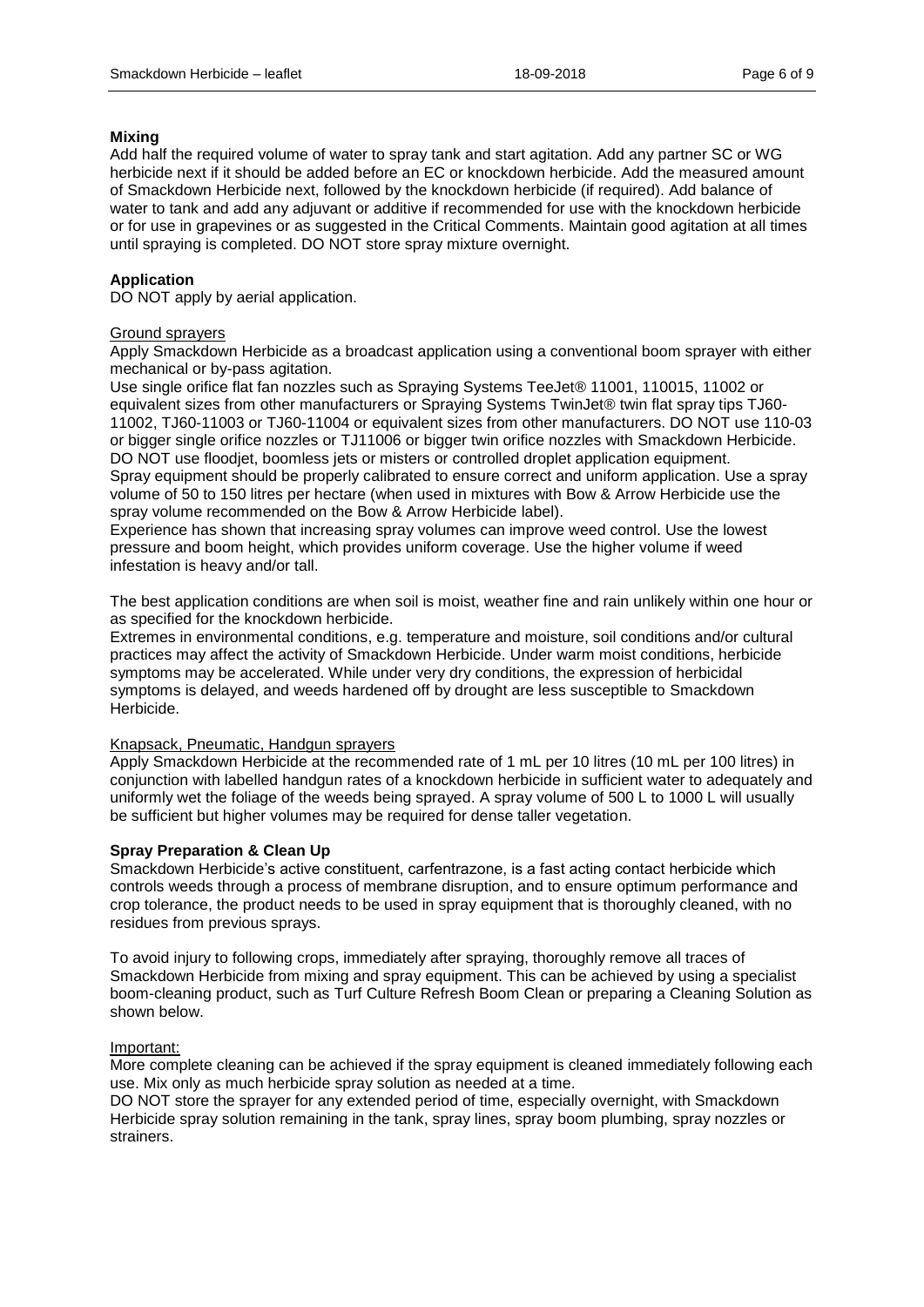**Mixing**

Add half the required volume of water to spray tank and start agitation. Add any partner SC or WG herbicide next if it should be added before an EC or knockdown herbicide. Add the measured amount of Smackdown Herbicide next, followed by the knockdown herbicide (if required). Add balance of water to tank and add any adjuvant or additive if recommended for use with the knockdown herbicide or for use in grapevines or as suggested in the Critical Comments. Maintain good agitation at all times until spraying is completed. DO NOT store spray mixture overnight.

**Application**

DO NOT apply by aerial application.

Ground sprayers

Apply Smackdown Herbicide as a broadcast application using a conventional boom sprayer with either mechanical or by-pass agitation.
Use single orifice flat fan nozzles such as Spraying Systems TeeJet® 11001, 110015, 11002 or equivalent sizes from other manufacturers or Spraying Systems TwinJet® twin flat spray tips TJ60-11002, TJ60-11003 or TJ60-11004 or equivalent sizes from other manufacturers. DO NOT use 110-03 or bigger single orifice nozzles or TJ11006 or bigger twin orifice nozzles with Smackdown Herbicide. DO NOT use floodjet, boomless jets or misters or controlled droplet application equipment.
Spray equipment should be properly calibrated to ensure correct and uniform application. Use a spray volume of 50 to 150 litres per hectare (when used in mixtures with Bow & Arrow Herbicide use the spray volume recommended on the Bow & Arrow Herbicide label).
Experience has shown that increasing spray volumes can improve weed control. Use the lowest pressure and boom height, which provides uniform coverage. Use the higher volume if weed infestation is heavy and/or tall.

The best application conditions are when soil is moist, weather fine and rain unlikely within one hour or as specified for the knockdown herbicide.
Extremes in environmental conditions, e.g. temperature and moisture, soil conditions and/or cultural practices may affect the activity of Smackdown Herbicide. Under warm moist conditions, herbicide symptoms may be accelerated. While under very dry conditions, the expression of herbicidal symptoms is delayed, and weeds hardened off by drought are less susceptible to Smackdown Herbicide.

Knapsack, Pneumatic, Handgun sprayers

Apply Smackdown Herbicide at the recommended rate of 1 mL per 10 litres (10 mL per 100 litres) in conjunction with labelled handgun rates of a knockdown herbicide in sufficient water to adequately and uniformly wet the foliage of the weeds being sprayed. A spray volume of 500 L to 1000 L will usually be sufficient but higher volumes may be required for dense taller vegetation.

**Spray Preparation & Clean Up**

Smackdown Herbicide's active constituent, carfentrazone, is a fast acting contact herbicide which controls weeds through a process of membrane disruption, and to ensure optimum performance and crop tolerance, the product needs to be used in spray equipment that is thoroughly cleaned, with no residues from previous sprays.

To avoid injury to following crops, immediately after spraying, thoroughly remove all traces of Smackdown Herbicide from mixing and spray equipment. This can be achieved by using a specialist boom-cleaning product, such as Turf Culture Refresh Boom Clean or preparing a Cleaning Solution as shown below.

Important:

More complete cleaning can be achieved if the spray equipment is cleaned immediately following each use. Mix only as much herbicide spray solution as needed at a time.
DO NOT store the sprayer for any extended period of time, especially overnight, with Smackdown Herbicide spray solution remaining in the tank, spray lines, spray boom plumbing, spray nozzles or strainers.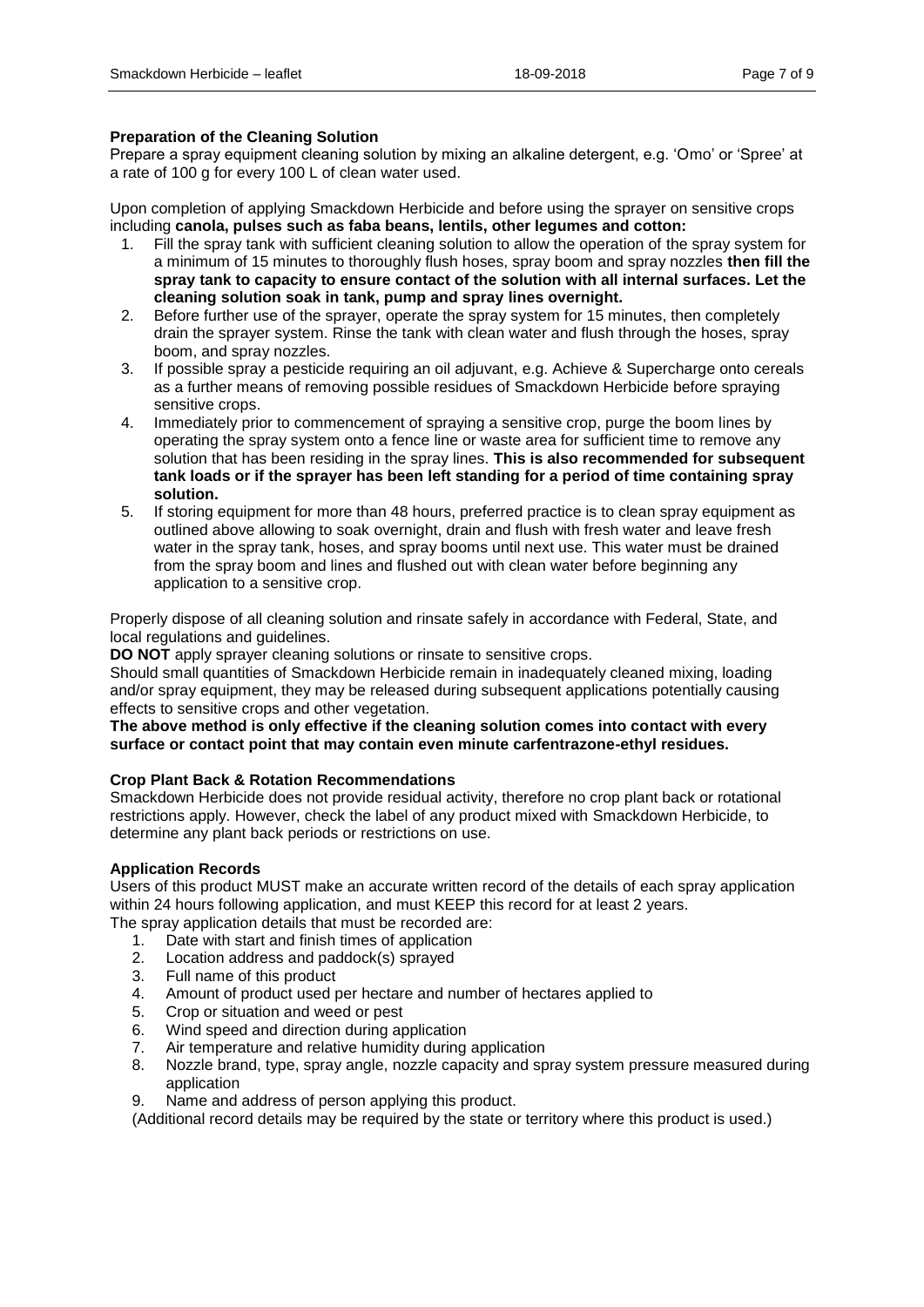**Preparation of the Cleaning Solution**

Prepare a spray equipment cleaning solution by mixing an alkaline detergent, e.g. 'Omo' or 'Spree' at a rate of 100 g for every 100 L of clean water used.

Upon completion of applying Smackdown Herbicide and before using the sprayer on sensitive crops including **canola, pulses such as faba beans, lentils, other legumes and cotton:**

1. Fill the spray tank with sufficient cleaning solution to allow the operation of the spray system for a minimum of 15 minutes to thoroughly flush hoses, spray boom and spray nozzles **then fill the spray tank to capacity to ensure contact of the solution with all internal surfaces. Let the cleaning solution soak in tank, pump and spray lines overnight.**
2. Before further use of the sprayer, operate the spray system for 15 minutes, then completely drain the sprayer system. Rinse the tank with clean water and flush through the hoses, spray boom, and spray nozzles.
3. If possible spray a pesticide requiring an oil adjuvant, e.g. Achieve & Supercharge onto cereals as a further means of removing possible residues of Smackdown Herbicide before spraying sensitive crops.
4. Immediately prior to commencement of spraying a sensitive crop, purge the boom lines by operating the spray system onto a fence line or waste area for sufficient time to remove any solution that has been residing in the spray lines. **This is also recommended for subsequent tank loads or if the sprayer has been left standing for a period of time containing spray solution.**
5. If storing equipment for more than 48 hours, preferred practice is to clean spray equipment as outlined above allowing to soak overnight, drain and flush with fresh water and leave fresh water in the spray tank, hoses, and spray booms until next use. This water must be drained from the spray boom and lines and flushed out with clean water before beginning any application to a sensitive crop.

Properly dispose of all cleaning solution and rinsate safely in accordance with Federal, State, and local regulations and guidelines.

**DO NOT** apply sprayer cleaning solutions or rinsate to sensitive crops.

Should small quantities of Smackdown Herbicide remain in inadequately cleaned mixing, loading and/or spray equipment, they may be released during subsequent applications potentially causing effects to sensitive crops and other vegetation.

**The above method is only effective if the cleaning solution comes into contact with every surface or contact point that may contain even minute carfentrazone-ethyl residues.**

**Crop Plant Back & Rotation Recommendations**

Smackdown Herbicide does not provide residual activity, therefore no crop plant back or rotational restrictions apply. However, check the label of any product mixed with Smackdown Herbicide, to determine any plant back periods or restrictions on use.

**Application Records**

Users of this product MUST make an accurate written record of the details of each spray application within 24 hours following application, and must KEEP this record for at least 2 years.

The spray application details that must be recorded are:

1. Date with start and finish times of application
2. Location address and paddock(s) sprayed
3. Full name of this product
4. Amount of product used per hectare and number of hectares applied to
5. Crop or situation and weed or pest
6. Wind speed and direction during application
7. Air temperature and relative humidity during application
8. Nozzle brand, type, spray angle, nozzle capacity and spray system pressure measured during application
9. Name and address of person applying this product.

(Additional record details may be required by the state or territory where this product is used.)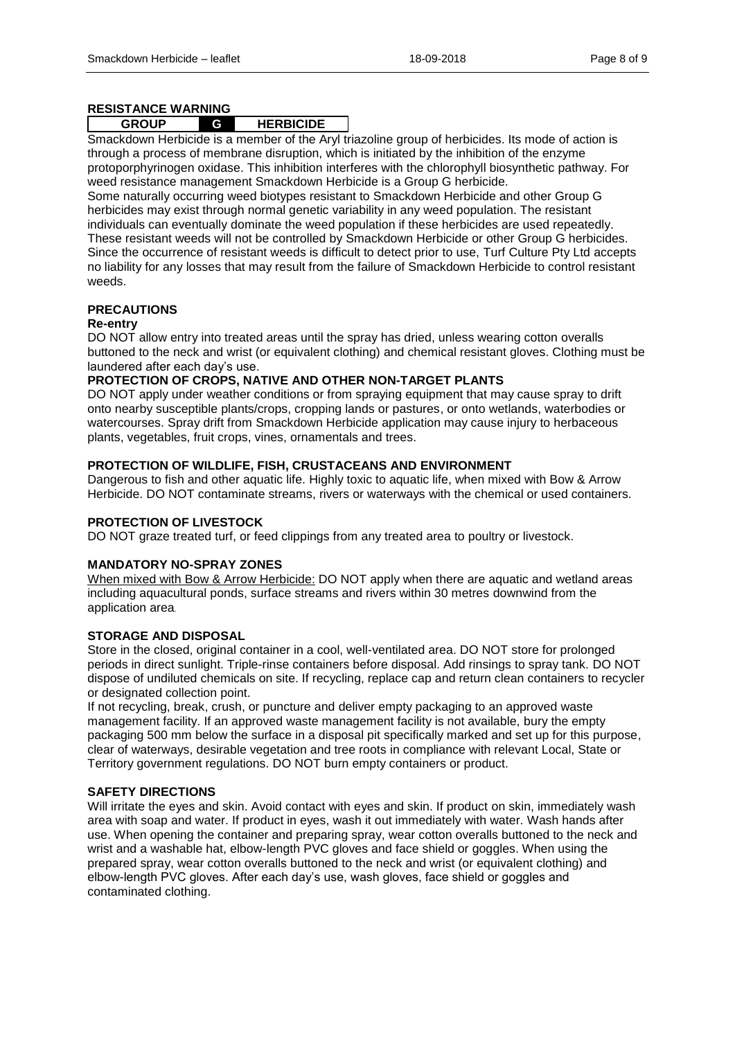## RESISTANCE WARNING

| GROUP | G | HERBICIDE |
|---|---|---|

Smackdown Herbicide is a member of the Aryl triazoline group of herbicides. Its mode of action is through a process of membrane disruption, which is initiated by the inhibition of the enzyme protoporphyrinogen oxidase. This inhibition interferes with the chlorophyll biosynthetic pathway. For weed resistance management Smackdown Herbicide is a Group G herbicide.

Some naturally occurring weed biotypes resistant to Smackdown Herbicide and other Group G herbicides may exist through normal genetic variability in any weed population. The resistant individuals can eventually dominate the weed population if these herbicides are used repeatedly. These resistant weeds will not be controlled by Smackdown Herbicide or other Group G herbicides. Since the occurrence of resistant weeds is difficult to detect prior to use, Turf Culture Pty Ltd accepts no liability for any losses that may result from the failure of Smackdown Herbicide to control resistant weeds.

## PRECAUTIONS

### Re-entry

DO NOT allow entry into treated areas until the spray has dried, unless wearing cotton overalls buttoned to the neck and wrist (or equivalent clothing) and chemical resistant gloves. Clothing must be laundered after each day's use.

### PROTECTION OF CROPS, NATIVE AND OTHER NON-TARGET PLANTS

DO NOT apply under weather conditions or from spraying equipment that may cause spray to drift onto nearby susceptible plants/crops, cropping lands or pastures, or onto wetlands, waterbodies or watercourses. Spray drift from Smackdown Herbicide application may cause injury to herbaceous plants, vegetables, fruit crops, vines, ornamentals and trees.

## PROTECTION OF WILDLIFE, FISH, CRUSTACEANS AND ENVIRONMENT

Dangerous to fish and other aquatic life. Highly toxic to aquatic life, when mixed with Bow & Arrow Herbicide. DO NOT contaminate streams, rivers or waterways with the chemical or used containers.

## PROTECTION OF LIVESTOCK

DO NOT graze treated turf, or feed clippings from any treated area to poultry or livestock.

## MANDATORY NO-SPRAY ZONES

When mixed with Bow & Arrow Herbicide: DO NOT apply when there are aquatic and wetland areas including aquacultural ponds, surface streams and rivers within 30 metres downwind from the application area.

## STORAGE AND DISPOSAL

Store in the closed, original container in a cool, well-ventilated area. DO NOT store for prolonged periods in direct sunlight. Triple-rinse containers before disposal. Add rinsings to spray tank. DO NOT dispose of undiluted chemicals on site. If recycling, replace cap and return clean containers to recycler or designated collection point.

If not recycling, break, crush, or puncture and deliver empty packaging to an approved waste management facility. If an approved waste management facility is not available, bury the empty packaging 500 mm below the surface in a disposal pit specifically marked and set up for this purpose, clear of waterways, desirable vegetation and tree roots in compliance with relevant Local, State or Territory government regulations. DO NOT burn empty containers or product.

## SAFETY DIRECTIONS

Will irritate the eyes and skin. Avoid contact with eyes and skin. If product on skin, immediately wash area with soap and water. If product in eyes, wash it out immediately with water. Wash hands after use. When opening the container and preparing spray, wear cotton overalls buttoned to the neck and wrist and a washable hat, elbow-length PVC gloves and face shield or goggles. When using the prepared spray, wear cotton overalls buttoned to the neck and wrist (or equivalent clothing) and elbow-length PVC gloves. After each day's use, wash gloves, face shield or goggles and contaminated clothing.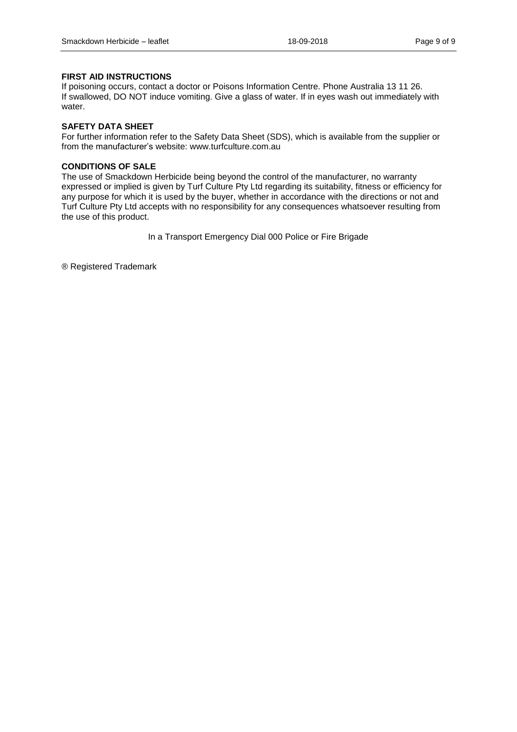## FIRST AID INSTRUCTIONS

If poisoning occurs, contact a doctor or Poisons Information Centre. Phone Australia 13 11 26.
If swallowed, DO NOT induce vomiting. Give a glass of water. If in eyes wash out immediately with water.

## SAFETY DATA SHEET

For further information refer to the Safety Data Sheet (SDS), which is available from the supplier or from the manufacturer's website: www.turfculture.com.au

## CONDITIONS OF SALE

The use of Smackdown Herbicide being beyond the control of the manufacturer, no warranty expressed or implied is given by Turf Culture Pty Ltd regarding its suitability, fitness or efficiency for any purpose for which it is used by the buyer, whether in accordance with the directions or not and Turf Culture Pty Ltd accepts with no responsibility for any consequences whatsoever resulting from the use of this product.

In a Transport Emergency Dial 000 Police or Fire Brigade

® Registered Trademark